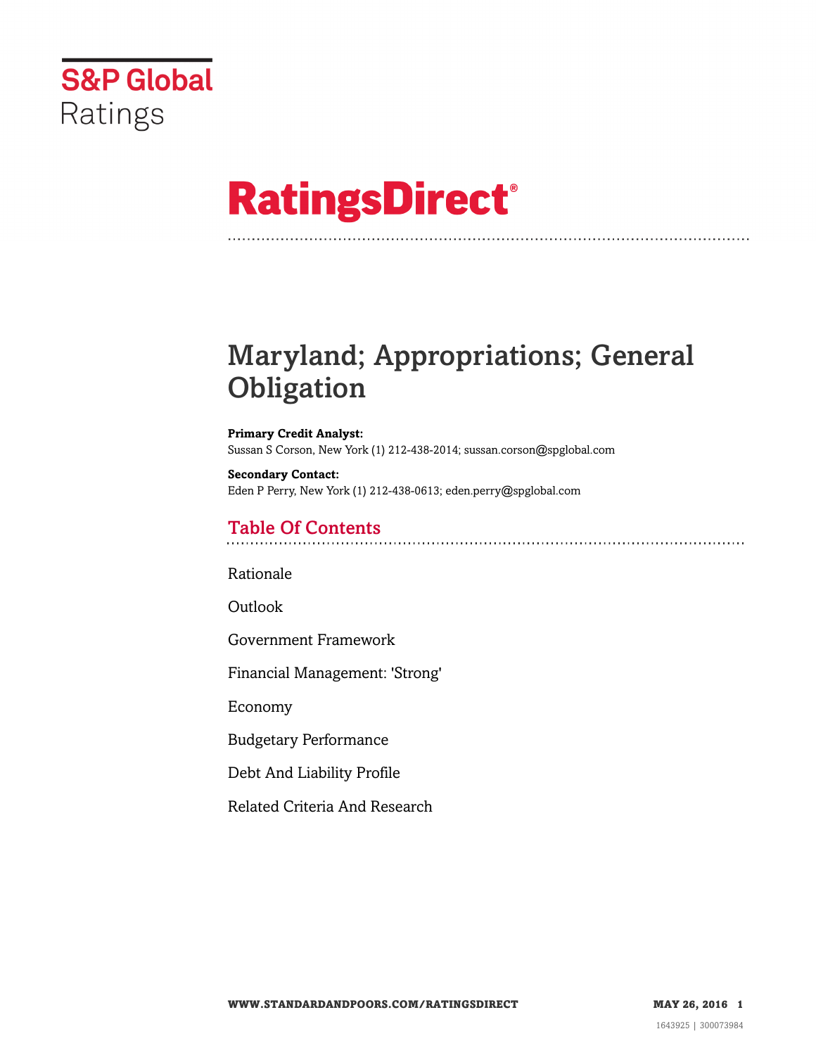S&P Global Ratings

# RatingsDirect®

# Maryland; Appropriations; General Obligation

**Primary Credit Analyst:**
Sussan S Corson, New York (1) 212-438-2014; sussan.corson@spglobal.com

**Secondary Contact:**
Eden P Perry, New York (1) 212-438-0613; eden.perry@spglobal.com

## Table Of Contents

Rationale

Outlook

Government Framework

Financial Management: 'Strong'

Economy

Budgetary Performance

Debt And Liability Profile

Related Criteria And Research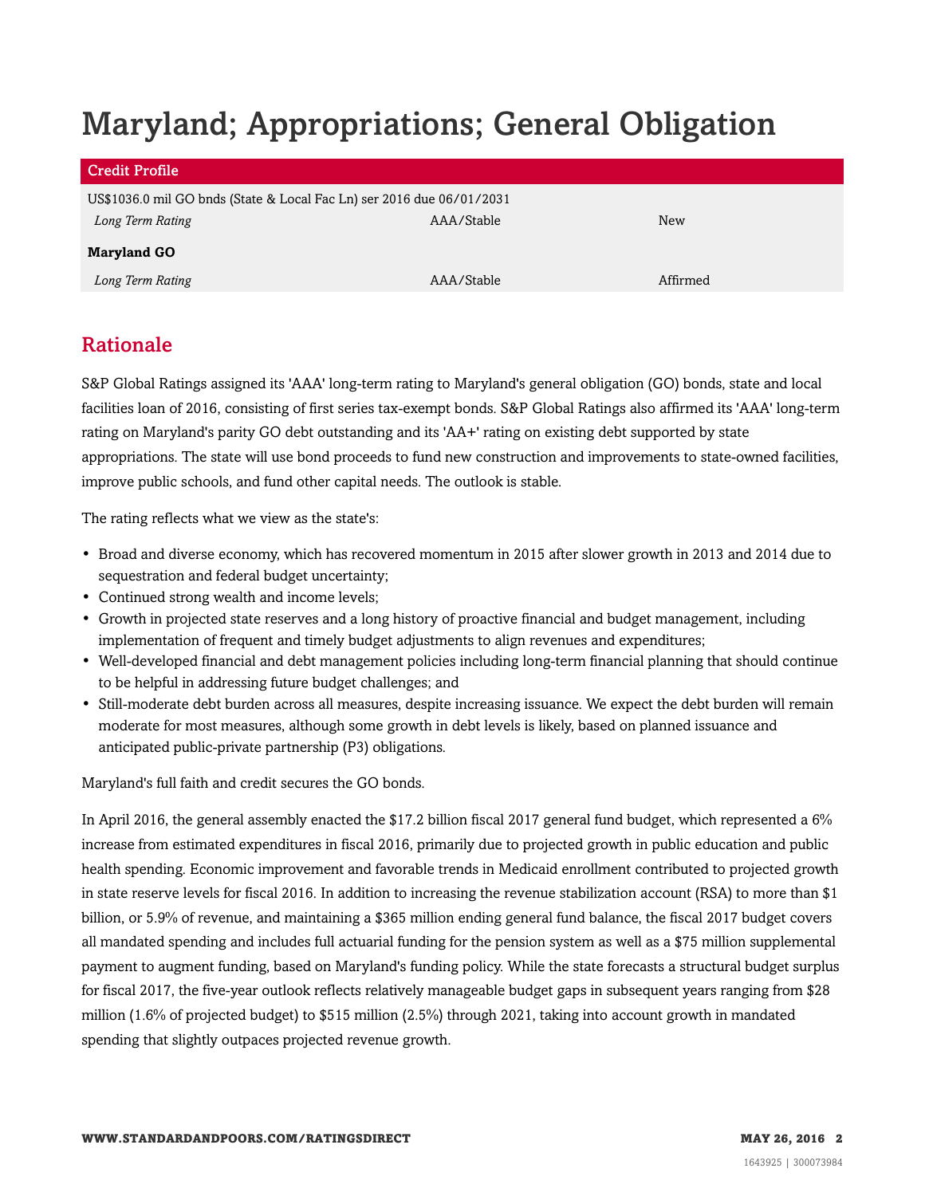# Maryland; Appropriations; General Obligation

| Credit Profile | | |
|---|---|---|
| US$1036.0 mil GO bnds (State & Local Fac Ln) ser 2016 due 06/01/2031 | | |
| *Long Term Rating* | AAA/Stable | New |
| **Maryland GO** | | |
| *Long Term Rating* | AAA/Stable | Affirmed |

## Rationale

S&P Global Ratings assigned its 'AAA' long-term rating to Maryland's general obligation (GO) bonds, state and local facilities loan of 2016, consisting of first series tax-exempt bonds. S&P Global Ratings also affirmed its 'AAA' long-term rating on Maryland's parity GO debt outstanding and its 'AA+' rating on existing debt supported by state appropriations. The state will use bond proceeds to fund new construction and improvements to state-owned facilities, improve public schools, and fund other capital needs. The outlook is stable.

The rating reflects what we view as the state's:

- Broad and diverse economy, which has recovered momentum in 2015 after slower growth in 2013 and 2014 due to sequestration and federal budget uncertainty;
- Continued strong wealth and income levels;
- Growth in projected state reserves and a long history of proactive financial and budget management, including implementation of frequent and timely budget adjustments to align revenues and expenditures;
- Well-developed financial and debt management policies including long-term financial planning that should continue to be helpful in addressing future budget challenges; and
- Still-moderate debt burden across all measures, despite increasing issuance. We expect the debt burden will remain moderate for most measures, although some growth in debt levels is likely, based on planned issuance and anticipated public-private partnership (P3) obligations.

Maryland's full faith and credit secures the GO bonds.

In April 2016, the general assembly enacted the $17.2 billion fiscal 2017 general fund budget, which represented a 6% increase from estimated expenditures in fiscal 2016, primarily due to projected growth in public education and public health spending. Economic improvement and favorable trends in Medicaid enrollment contributed to projected growth in state reserve levels for fiscal 2016. In addition to increasing the revenue stabilization account (RSA) to more than $1 billion, or 5.9% of revenue, and maintaining a $365 million ending general fund balance, the fiscal 2017 budget covers all mandated spending and includes full actuarial funding for the pension system as well as a $75 million supplemental payment to augment funding, based on Maryland's funding policy. While the state forecasts a structural budget surplus for fiscal 2017, the five-year outlook reflects relatively manageable budget gaps in subsequent years ranging from $28 million (1.6% of projected budget) to $515 million (2.5%) through 2021, taking into account growth in mandated spending that slightly outpaces projected revenue growth.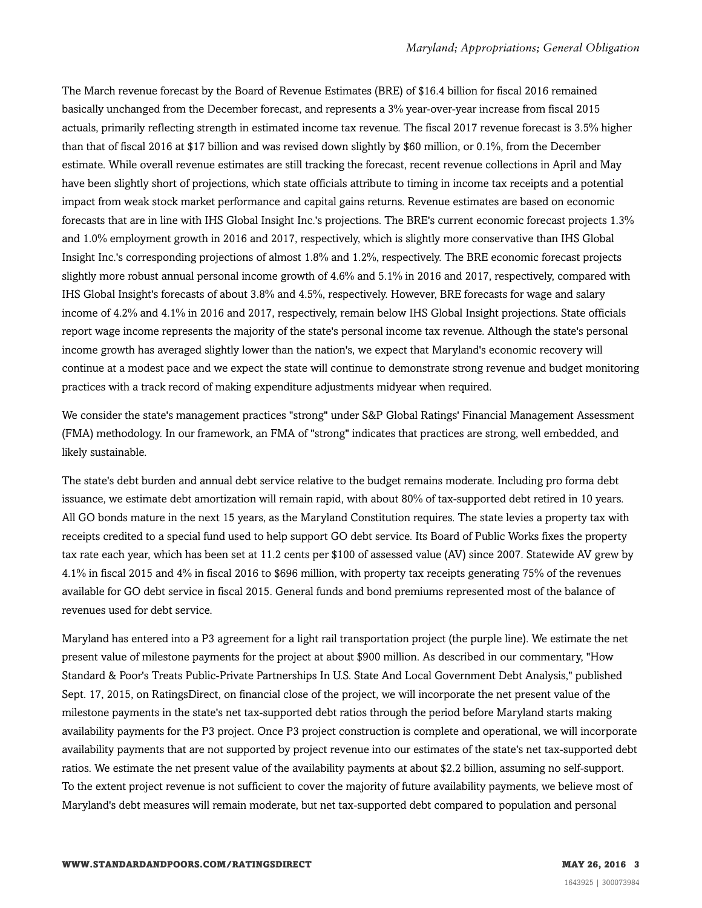The March revenue forecast by the Board of Revenue Estimates (BRE) of $16.4 billion for fiscal 2016 remained basically unchanged from the December forecast, and represents a 3% year-over-year increase from fiscal 2015 actuals, primarily reflecting strength in estimated income tax revenue. The fiscal 2017 revenue forecast is 3.5% higher than that of fiscal 2016 at $17 billion and was revised down slightly by $60 million, or 0.1%, from the December estimate. While overall revenue estimates are still tracking the forecast, recent revenue collections in April and May have been slightly short of projections, which state officials attribute to timing in income tax receipts and a potential impact from weak stock market performance and capital gains returns. Revenue estimates are based on economic forecasts that are in line with IHS Global Insight Inc.'s projections. The BRE's current economic forecast projects 1.3% and 1.0% employment growth in 2016 and 2017, respectively, which is slightly more conservative than IHS Global Insight Inc.'s corresponding projections of almost 1.8% and 1.2%, respectively. The BRE economic forecast projects slightly more robust annual personal income growth of 4.6% and 5.1% in 2016 and 2017, respectively, compared with IHS Global Insight's forecasts of about 3.8% and 4.5%, respectively. However, BRE forecasts for wage and salary income of 4.2% and 4.1% in 2016 and 2017, respectively, remain below IHS Global Insight projections. State officials report wage income represents the majority of the state's personal income tax revenue. Although the state's personal income growth has averaged slightly lower than the nation's, we expect that Maryland's economic recovery will continue at a modest pace and we expect the state will continue to demonstrate strong revenue and budget monitoring practices with a track record of making expenditure adjustments midyear when required.

We consider the state's management practices "strong" under S&P Global Ratings' Financial Management Assessment (FMA) methodology. In our framework, an FMA of "strong" indicates that practices are strong, well embedded, and likely sustainable.

The state's debt burden and annual debt service relative to the budget remains moderate. Including pro forma debt issuance, we estimate debt amortization will remain rapid, with about 80% of tax-supported debt retired in 10 years. All GO bonds mature in the next 15 years, as the Maryland Constitution requires. The state levies a property tax with receipts credited to a special fund used to help support GO debt service. Its Board of Public Works fixes the property tax rate each year, which has been set at 11.2 cents per $100 of assessed value (AV) since 2007. Statewide AV grew by 4.1% in fiscal 2015 and 4% in fiscal 2016 to $696 million, with property tax receipts generating 75% of the revenues available for GO debt service in fiscal 2015. General funds and bond premiums represented most of the balance of revenues used for debt service.

Maryland has entered into a P3 agreement for a light rail transportation project (the purple line). We estimate the net present value of milestone payments for the project at about $900 million. As described in our commentary, "How Standard & Poor's Treats Public-Private Partnerships In U.S. State And Local Government Debt Analysis," published Sept. 17, 2015, on RatingsDirect, on financial close of the project, we will incorporate the net present value of the milestone payments in the state's net tax-supported debt ratios through the period before Maryland starts making availability payments for the P3 project. Once P3 project construction is complete and operational, we will incorporate availability payments that are not supported by project revenue into our estimates of the state's net tax-supported debt ratios. We estimate the net present value of the availability payments at about $2.2 billion, assuming no self-support. To the extent project revenue is not sufficient to cover the majority of future availability payments, we believe most of Maryland's debt measures will remain moderate, but net tax-supported debt compared to population and personal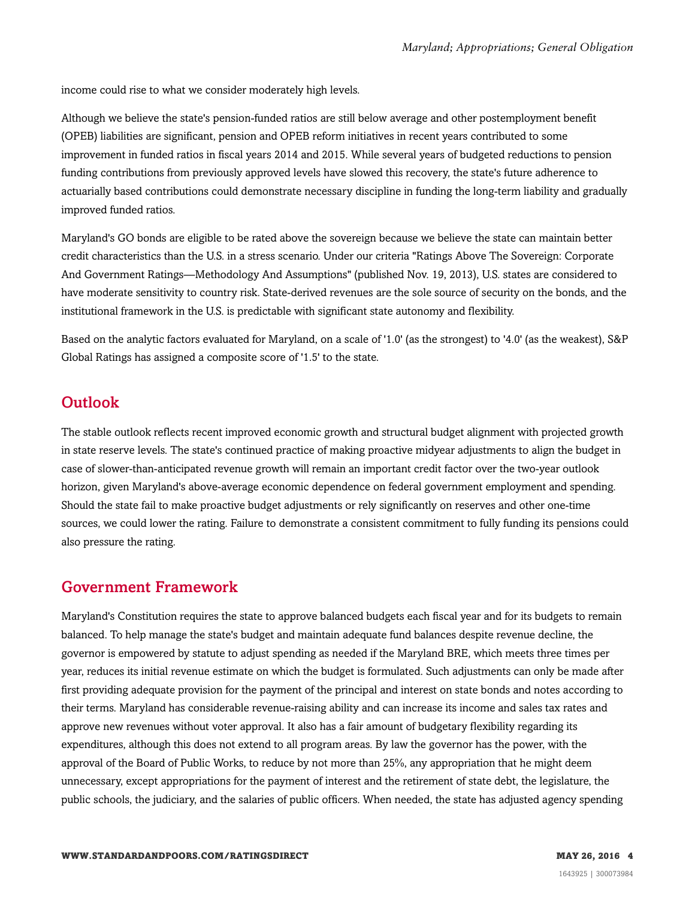income could rise to what we consider moderately high levels.

Although we believe the state's pension-funded ratios are still below average and other postemployment benefit (OPEB) liabilities are significant, pension and OPEB reform initiatives in recent years contributed to some improvement in funded ratios in fiscal years 2014 and 2015. While several years of budgeted reductions to pension funding contributions from previously approved levels have slowed this recovery, the state's future adherence to actuarially based contributions could demonstrate necessary discipline in funding the long-term liability and gradually improved funded ratios.

Maryland's GO bonds are eligible to be rated above the sovereign because we believe the state can maintain better credit characteristics than the U.S. in a stress scenario. Under our criteria "Ratings Above The Sovereign: Corporate And Government Ratings—Methodology And Assumptions" (published Nov. 19, 2013), U.S. states are considered to have moderate sensitivity to country risk. State-derived revenues are the sole source of security on the bonds, and the institutional framework in the U.S. is predictable with significant state autonomy and flexibility.

Based on the analytic factors evaluated for Maryland, on a scale of '1.0' (as the strongest) to '4.0' (as the weakest), S&P Global Ratings has assigned a composite score of '1.5' to the state.

## Outlook

The stable outlook reflects recent improved economic growth and structural budget alignment with projected growth in state reserve levels. The state's continued practice of making proactive midyear adjustments to align the budget in case of slower-than-anticipated revenue growth will remain an important credit factor over the two-year outlook horizon, given Maryland's above-average economic dependence on federal government employment and spending. Should the state fail to make proactive budget adjustments or rely significantly on reserves and other one-time sources, we could lower the rating. Failure to demonstrate a consistent commitment to fully funding its pensions could also pressure the rating.

## Government Framework

Maryland's Constitution requires the state to approve balanced budgets each fiscal year and for its budgets to remain balanced. To help manage the state's budget and maintain adequate fund balances despite revenue decline, the governor is empowered by statute to adjust spending as needed if the Maryland BRE, which meets three times per year, reduces its initial revenue estimate on which the budget is formulated. Such adjustments can only be made after first providing adequate provision for the payment of the principal and interest on state bonds and notes according to their terms. Maryland has considerable revenue-raising ability and can increase its income and sales tax rates and approve new revenues without voter approval. It also has a fair amount of budgetary flexibility regarding its expenditures, although this does not extend to all program areas. By law the governor has the power, with the approval of the Board of Public Works, to reduce by not more than 25%, any appropriation that he might deem unnecessary, except appropriations for the payment of interest and the retirement of state debt, the legislature, the public schools, the judiciary, and the salaries of public officers. When needed, the state has adjusted agency spending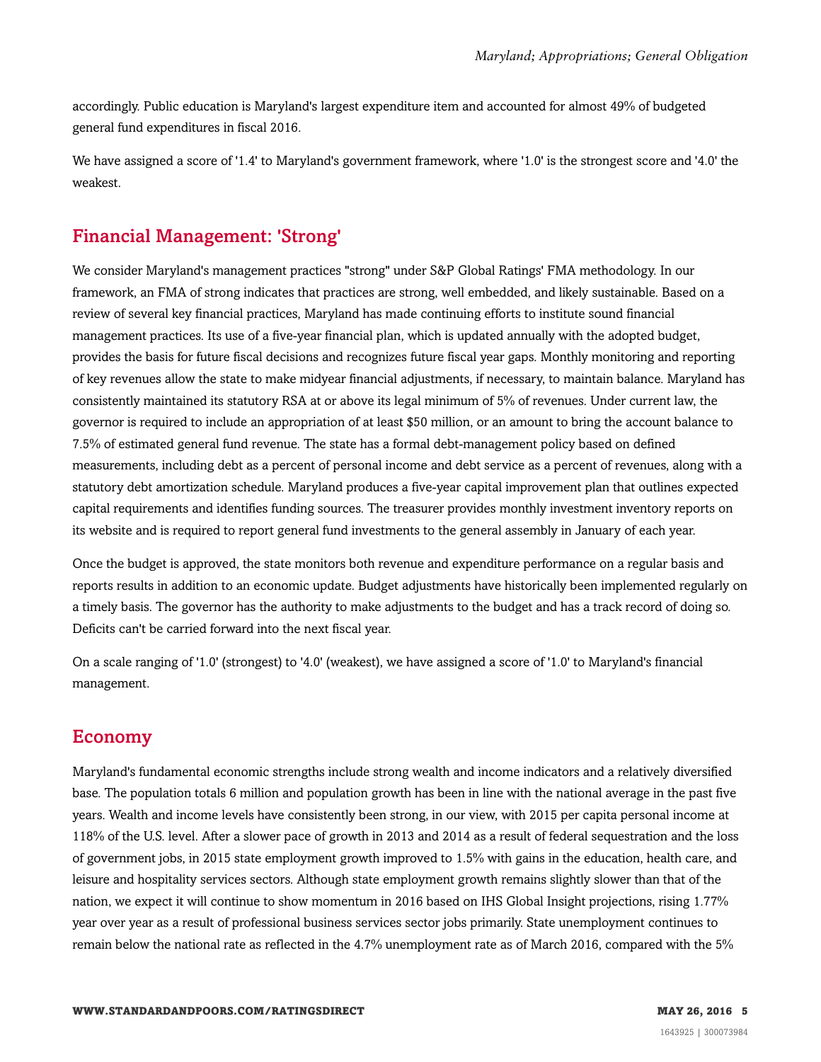accordingly. Public education is Maryland's largest expenditure item and accounted for almost 49% of budgeted general fund expenditures in fiscal 2016.

We have assigned a score of '1.4' to Maryland's government framework, where '1.0' is the strongest score and '4.0' the weakest.

## Financial Management: 'Strong'

We consider Maryland's management practices "strong" under S&P Global Ratings' FMA methodology. In our framework, an FMA of strong indicates that practices are strong, well embedded, and likely sustainable. Based on a review of several key financial practices, Maryland has made continuing efforts to institute sound financial management practices. Its use of a five-year financial plan, which is updated annually with the adopted budget, provides the basis for future fiscal decisions and recognizes future fiscal year gaps. Monthly monitoring and reporting of key revenues allow the state to make midyear financial adjustments, if necessary, to maintain balance. Maryland has consistently maintained its statutory RSA at or above its legal minimum of 5% of revenues. Under current law, the governor is required to include an appropriation of at least $50 million, or an amount to bring the account balance to 7.5% of estimated general fund revenue. The state has a formal debt-management policy based on defined measurements, including debt as a percent of personal income and debt service as a percent of revenues, along with a statutory debt amortization schedule. Maryland produces a five-year capital improvement plan that outlines expected capital requirements and identifies funding sources. The treasurer provides monthly investment inventory reports on its website and is required to report general fund investments to the general assembly in January of each year.

Once the budget is approved, the state monitors both revenue and expenditure performance on a regular basis and reports results in addition to an economic update. Budget adjustments have historically been implemented regularly on a timely basis. The governor has the authority to make adjustments to the budget and has a track record of doing so. Deficits can't be carried forward into the next fiscal year.

On a scale ranging of '1.0' (strongest) to '4.0' (weakest), we have assigned a score of '1.0' to Maryland's financial management.

## Economy

Maryland's fundamental economic strengths include strong wealth and income indicators and a relatively diversified base. The population totals 6 million and population growth has been in line with the national average in the past five years. Wealth and income levels have consistently been strong, in our view, with 2015 per capita personal income at 118% of the U.S. level. After a slower pace of growth in 2013 and 2014 as a result of federal sequestration and the loss of government jobs, in 2015 state employment growth improved to 1.5% with gains in the education, health care, and leisure and hospitality services sectors. Although state employment growth remains slightly slower than that of the nation, we expect it will continue to show momentum in 2016 based on IHS Global Insight projections, rising 1.77% year over year as a result of professional business services sector jobs primarily. State unemployment continues to remain below the national rate as reflected in the 4.7% unemployment rate as of March 2016, compared with the 5%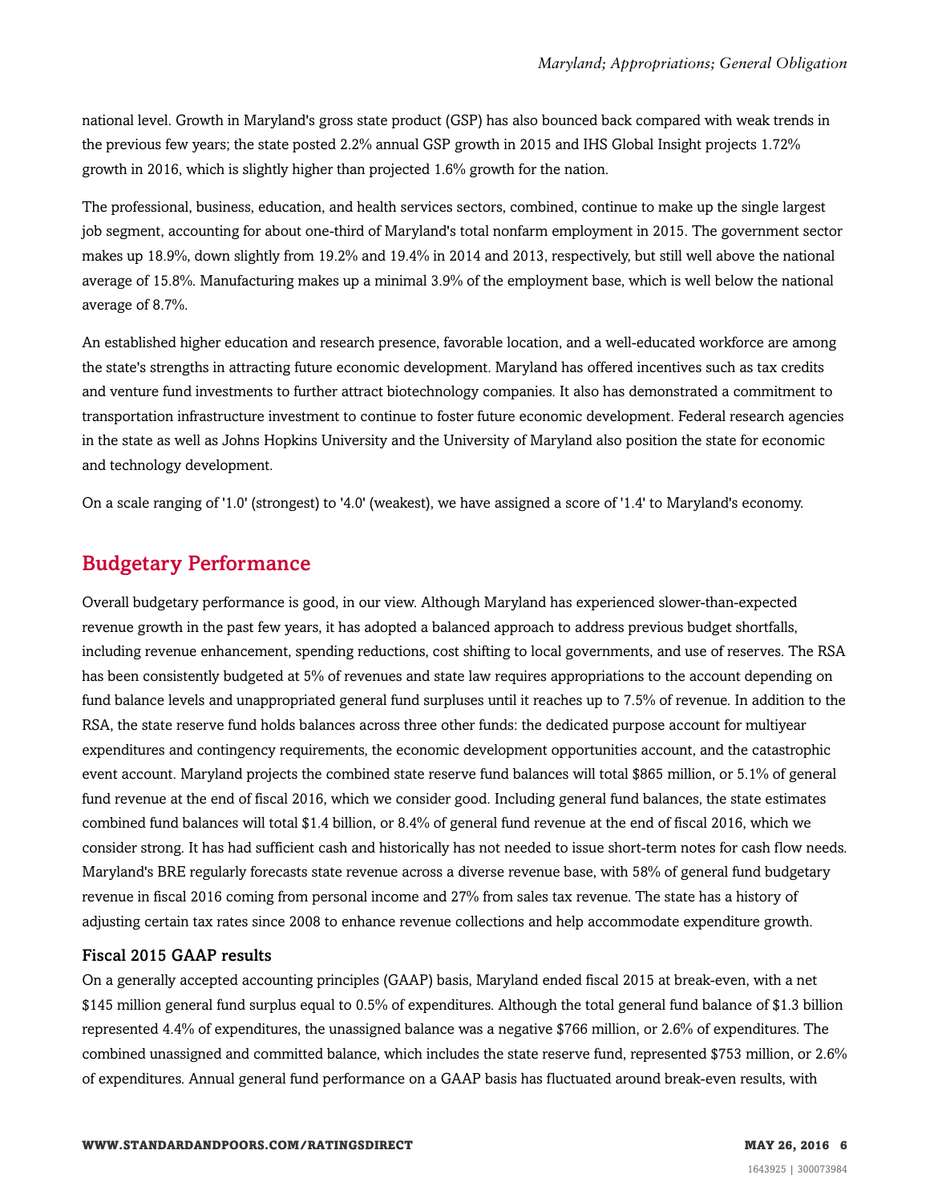national level. Growth in Maryland's gross state product (GSP) has also bounced back compared with weak trends in the previous few years; the state posted 2.2% annual GSP growth in 2015 and IHS Global Insight projects 1.72% growth in 2016, which is slightly higher than projected 1.6% growth for the nation.

The professional, business, education, and health services sectors, combined, continue to make up the single largest job segment, accounting for about one-third of Maryland's total nonfarm employment in 2015. The government sector makes up 18.9%, down slightly from 19.2% and 19.4% in 2014 and 2013, respectively, but still well above the national average of 15.8%. Manufacturing makes up a minimal 3.9% of the employment base, which is well below the national average of 8.7%.

An established higher education and research presence, favorable location, and a well-educated workforce are among the state's strengths in attracting future economic development. Maryland has offered incentives such as tax credits and venture fund investments to further attract biotechnology companies. It also has demonstrated a commitment to transportation infrastructure investment to continue to foster future economic development. Federal research agencies in the state as well as Johns Hopkins University and the University of Maryland also position the state for economic and technology development.

On a scale ranging of '1.0' (strongest) to '4.0' (weakest), we have assigned a score of '1.4' to Maryland's economy.

## Budgetary Performance

Overall budgetary performance is good, in our view. Although Maryland has experienced slower-than-expected revenue growth in the past few years, it has adopted a balanced approach to address previous budget shortfalls, including revenue enhancement, spending reductions, cost shifting to local governments, and use of reserves. The RSA has been consistently budgeted at 5% of revenues and state law requires appropriations to the account depending on fund balance levels and unappropriated general fund surpluses until it reaches up to 7.5% of revenue. In addition to the RSA, the state reserve fund holds balances across three other funds: the dedicated purpose account for multiyear expenditures and contingency requirements, the economic development opportunities account, and the catastrophic event account. Maryland projects the combined state reserve fund balances will total $865 million, or 5.1% of general fund revenue at the end of fiscal 2016, which we consider good. Including general fund balances, the state estimates combined fund balances will total $1.4 billion, or 8.4% of general fund revenue at the end of fiscal 2016, which we consider strong. It has had sufficient cash and historically has not needed to issue short-term notes for cash flow needs. Maryland's BRE regularly forecasts state revenue across a diverse revenue base, with 58% of general fund budgetary revenue in fiscal 2016 coming from personal income and 27% from sales tax revenue. The state has a history of adjusting certain tax rates since 2008 to enhance revenue collections and help accommodate expenditure growth.

### Fiscal 2015 GAAP results

On a generally accepted accounting principles (GAAP) basis, Maryland ended fiscal 2015 at break-even, with a net $145 million general fund surplus equal to 0.5% of expenditures. Although the total general fund balance of $1.3 billion represented 4.4% of expenditures, the unassigned balance was a negative $766 million, or 2.6% of expenditures. The combined unassigned and committed balance, which includes the state reserve fund, represented $753 million, or 2.6% of expenditures. Annual general fund performance on a GAAP basis has fluctuated around break-even results, with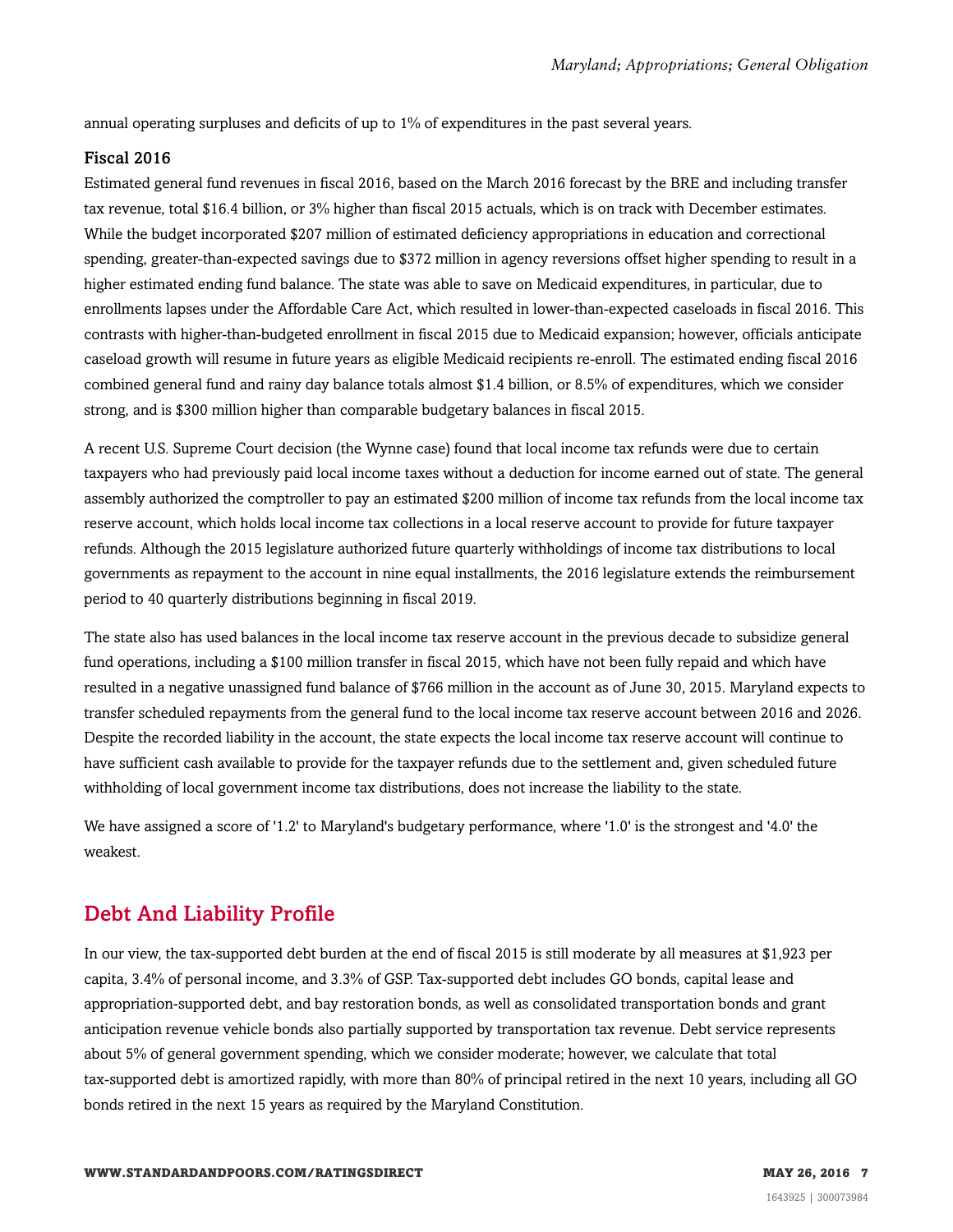annual operating surpluses and deficits of up to 1% of expenditures in the past several years.

### Fiscal 2016

Estimated general fund revenues in fiscal 2016, based on the March 2016 forecast by the BRE and including transfer tax revenue, total $16.4 billion, or 3% higher than fiscal 2015 actuals, which is on track with December estimates. While the budget incorporated $207 million of estimated deficiency appropriations in education and correctional spending, greater-than-expected savings due to $372 million in agency reversions offset higher spending to result in a higher estimated ending fund balance. The state was able to save on Medicaid expenditures, in particular, due to enrollments lapses under the Affordable Care Act, which resulted in lower-than-expected caseloads in fiscal 2016. This contrasts with higher-than-budgeted enrollment in fiscal 2015 due to Medicaid expansion; however, officials anticipate caseload growth will resume in future years as eligible Medicaid recipients re-enroll. The estimated ending fiscal 2016 combined general fund and rainy day balance totals almost $1.4 billion, or 8.5% of expenditures, which we consider strong, and is $300 million higher than comparable budgetary balances in fiscal 2015.

A recent U.S. Supreme Court decision (the Wynne case) found that local income tax refunds were due to certain taxpayers who had previously paid local income taxes without a deduction for income earned out of state. The general assembly authorized the comptroller to pay an estimated $200 million of income tax refunds from the local income tax reserve account, which holds local income tax collections in a local reserve account to provide for future taxpayer refunds. Although the 2015 legislature authorized future quarterly withholdings of income tax distributions to local governments as repayment to the account in nine equal installments, the 2016 legislature extends the reimbursement period to 40 quarterly distributions beginning in fiscal 2019.

The state also has used balances in the local income tax reserve account in the previous decade to subsidize general fund operations, including a $100 million transfer in fiscal 2015, which have not been fully repaid and which have resulted in a negative unassigned fund balance of $766 million in the account as of June 30, 2015. Maryland expects to transfer scheduled repayments from the general fund to the local income tax reserve account between 2016 and 2026. Despite the recorded liability in the account, the state expects the local income tax reserve account will continue to have sufficient cash available to provide for the taxpayer refunds due to the settlement and, given scheduled future withholding of local government income tax distributions, does not increase the liability to the state.

We have assigned a score of '1.2' to Maryland's budgetary performance, where '1.0' is the strongest and '4.0' the weakest.

## Debt And Liability Profile

In our view, the tax-supported debt burden at the end of fiscal 2015 is still moderate by all measures at $1,923 per capita, 3.4% of personal income, and 3.3% of GSP. Tax-supported debt includes GO bonds, capital lease and appropriation-supported debt, and bay restoration bonds, as well as consolidated transportation bonds and grant anticipation revenue vehicle bonds also partially supported by transportation tax revenue. Debt service represents about 5% of general government spending, which we consider moderate; however, we calculate that total tax-supported debt is amortized rapidly, with more than 80% of principal retired in the next 10 years, including all GO bonds retired in the next 15 years as required by the Maryland Constitution.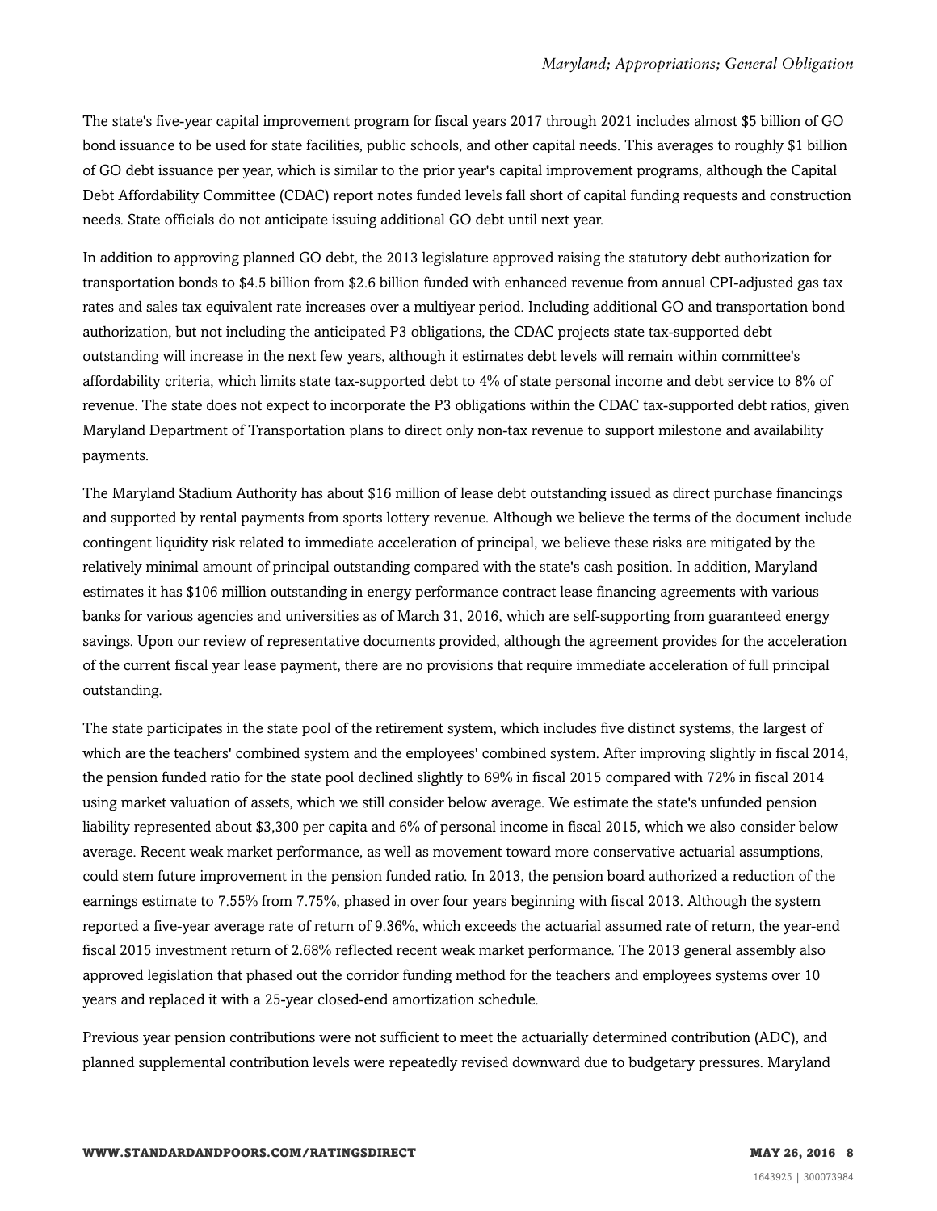The state's five-year capital improvement program for fiscal years 2017 through 2021 includes almost $5 billion of GO bond issuance to be used for state facilities, public schools, and other capital needs. This averages to roughly $1 billion of GO debt issuance per year, which is similar to the prior year's capital improvement programs, although the Capital Debt Affordability Committee (CDAC) report notes funded levels fall short of capital funding requests and construction needs. State officials do not anticipate issuing additional GO debt until next year.

In addition to approving planned GO debt, the 2013 legislature approved raising the statutory debt authorization for transportation bonds to $4.5 billion from $2.6 billion funded with enhanced revenue from annual CPI-adjusted gas tax rates and sales tax equivalent rate increases over a multiyear period. Including additional GO and transportation bond authorization, but not including the anticipated P3 obligations, the CDAC projects state tax-supported debt outstanding will increase in the next few years, although it estimates debt levels will remain within committee's affordability criteria, which limits state tax-supported debt to 4% of state personal income and debt service to 8% of revenue. The state does not expect to incorporate the P3 obligations within the CDAC tax-supported debt ratios, given Maryland Department of Transportation plans to direct only non-tax revenue to support milestone and availability payments.

The Maryland Stadium Authority has about $16 million of lease debt outstanding issued as direct purchase financings and supported by rental payments from sports lottery revenue. Although we believe the terms of the document include contingent liquidity risk related to immediate acceleration of principal, we believe these risks are mitigated by the relatively minimal amount of principal outstanding compared with the state's cash position. In addition, Maryland estimates it has $106 million outstanding in energy performance contract lease financing agreements with various banks for various agencies and universities as of March 31, 2016, which are self-supporting from guaranteed energy savings. Upon our review of representative documents provided, although the agreement provides for the acceleration of the current fiscal year lease payment, there are no provisions that require immediate acceleration of full principal outstanding.

The state participates in the state pool of the retirement system, which includes five distinct systems, the largest of which are the teachers' combined system and the employees' combined system. After improving slightly in fiscal 2014, the pension funded ratio for the state pool declined slightly to 69% in fiscal 2015 compared with 72% in fiscal 2014 using market valuation of assets, which we still consider below average. We estimate the state's unfunded pension liability represented about $3,300 per capita and 6% of personal income in fiscal 2015, which we also consider below average. Recent weak market performance, as well as movement toward more conservative actuarial assumptions, could stem future improvement in the pension funded ratio. In 2013, the pension board authorized a reduction of the earnings estimate to 7.55% from 7.75%, phased in over four years beginning with fiscal 2013. Although the system reported a five-year average rate of return of 9.36%, which exceeds the actuarial assumed rate of return, the year-end fiscal 2015 investment return of 2.68% reflected recent weak market performance. The 2013 general assembly also approved legislation that phased out the corridor funding method for the teachers and employees systems over 10 years and replaced it with a 25-year closed-end amortization schedule.

Previous year pension contributions were not sufficient to meet the actuarially determined contribution (ADC), and planned supplemental contribution levels were repeatedly revised downward due to budgetary pressures. Maryland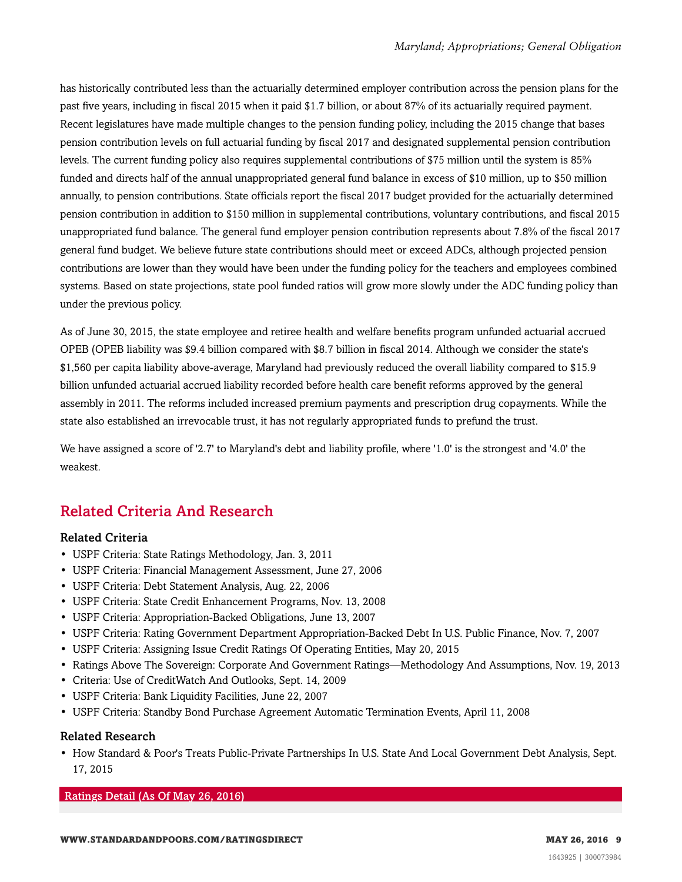has historically contributed less than the actuarially determined employer contribution across the pension plans for the past five years, including in fiscal 2015 when it paid $1.7 billion, or about 87% of its actuarially required payment. Recent legislatures have made multiple changes to the pension funding policy, including the 2015 change that bases pension contribution levels on full actuarial funding by fiscal 2017 and designated supplemental pension contribution levels. The current funding policy also requires supplemental contributions of $75 million until the system is 85% funded and directs half of the annual unappropriated general fund balance in excess of $10 million, up to $50 million annually, to pension contributions. State officials report the fiscal 2017 budget provided for the actuarially determined pension contribution in addition to $150 million in supplemental contributions, voluntary contributions, and fiscal 2015 unappropriated fund balance. The general fund employer pension contribution represents about 7.8% of the fiscal 2017 general fund budget. We believe future state contributions should meet or exceed ADCs, although projected pension contributions are lower than they would have been under the funding policy for the teachers and employees combined systems. Based on state projections, state pool funded ratios will grow more slowly under the ADC funding policy than under the previous policy.

As of June 30, 2015, the state employee and retiree health and welfare benefits program unfunded actuarial accrued OPEB (OPEB liability was $9.4 billion compared with $8.7 billion in fiscal 2014. Although we consider the state's $1,560 per capita liability above-average, Maryland had previously reduced the overall liability compared to $15.9 billion unfunded actuarial accrued liability recorded before health care benefit reforms approved by the general assembly in 2011. The reforms included increased premium payments and prescription drug copayments. While the state also established an irrevocable trust, it has not regularly appropriated funds to prefund the trust.

We have assigned a score of '2.7' to Maryland's debt and liability profile, where '1.0' is the strongest and '4.0' the weakest.

## Related Criteria And Research

### Related Criteria

- USPF Criteria: State Ratings Methodology, Jan. 3, 2011
- USPF Criteria: Financial Management Assessment, June 27, 2006
- USPF Criteria: Debt Statement Analysis, Aug. 22, 2006
- USPF Criteria: State Credit Enhancement Programs, Nov. 13, 2008
- USPF Criteria: Appropriation-Backed Obligations, June 13, 2007
- USPF Criteria: Rating Government Department Appropriation-Backed Debt In U.S. Public Finance, Nov. 7, 2007
- USPF Criteria: Assigning Issue Credit Ratings Of Operating Entities, May 20, 2015
- Ratings Above The Sovereign: Corporate And Government Ratings—Methodology And Assumptions, Nov. 19, 2013
- Criteria: Use of CreditWatch And Outlooks, Sept. 14, 2009
- USPF Criteria: Bank Liquidity Facilities, June 22, 2007
- USPF Criteria: Standby Bond Purchase Agreement Automatic Termination Events, April 11, 2008

### Related Research

- How Standard & Poor's Treats Public-Private Partnerships In U.S. State And Local Government Debt Analysis, Sept. 17, 2015

### Ratings Detail (As Of May 26, 2016)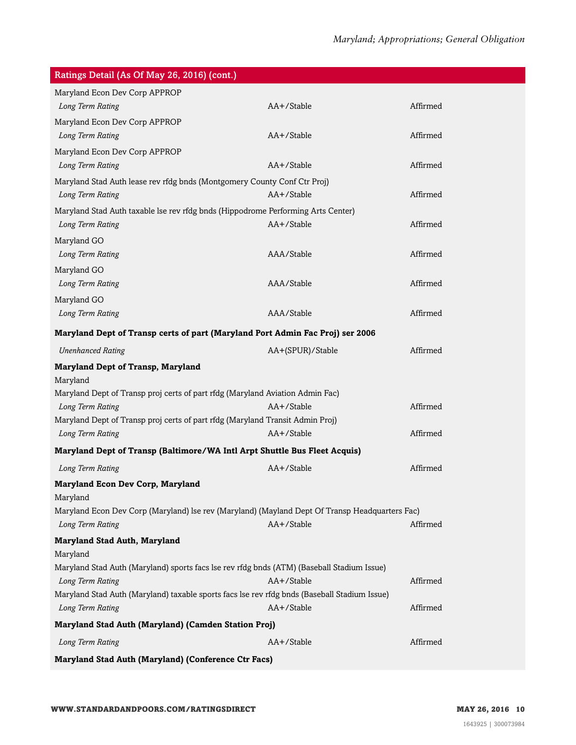| Ratings Detail (As Of May 26, 2016) (cont.) | | |
|---|---|---|
| Maryland Econ Dev Corp APPROP | | |
| *Long Term Rating* | AA+/Stable | Affirmed |
| Maryland Econ Dev Corp APPROP | | |
| *Long Term Rating* | AA+/Stable | Affirmed |
| Maryland Econ Dev Corp APPROP | | |
| *Long Term Rating* | AA+/Stable | Affirmed |
| Maryland Stad Auth lease rev rfdg bnds (Montgomery County Conf Ctr Proj) | | |
| *Long Term Rating* | AA+/Stable | Affirmed |
| Maryland Stad Auth taxable lse rev rfdg bnds (Hippodrome Performing Arts Center) | | |
| *Long Term Rating* | AA+/Stable | Affirmed |
| Maryland GO | | |
| *Long Term Rating* | AAA/Stable | Affirmed |
| Maryland GO | | |
| *Long Term Rating* | AAA/Stable | Affirmed |
| Maryland GO | | |
| *Long Term Rating* | AAA/Stable | Affirmed |
| **Maryland Dept of Transp certs of part (Maryland Port Admin Fac Proj) ser 2006** | | |
| *Unenhanced Rating* | AA+(SPUR)/Stable | Affirmed |
| **Maryland Dept of Transp, Maryland** | | |
| Maryland | | |
| Maryland Dept of Transp proj certs of part rfdg (Maryland Aviation Admin Fac) | | |
| *Long Term Rating* | AA+/Stable | Affirmed |
| Maryland Dept of Transp proj certs of part rfdg (Maryland Transit Admin Proj) | | |
| *Long Term Rating* | AA+/Stable | Affirmed |
| **Maryland Dept of Transp (Baltimore/WA Intl Arpt Shuttle Bus Fleet Acquis)** | | |
| *Long Term Rating* | AA+/Stable | Affirmed |
| **Maryland Econ Dev Corp, Maryland** | | |
| Maryland | | |
| Maryland Econ Dev Corp (Maryland) lse rev (Maryland) (Mayland Dept Of Transp Headquarters Fac) | | |
| *Long Term Rating* | AA+/Stable | Affirmed |
| **Maryland Stad Auth, Maryland** | | |
| Maryland | | |
| Maryland Stad Auth (Maryland) sports facs lse rev rfdg bnds (ATM) (Baseball Stadium Issue) | | |
| *Long Term Rating* | AA+/Stable | Affirmed |
| Maryland Stad Auth (Maryland) taxable sports facs lse rev rfdg bnds (Baseball Stadium Issue) | | |
| *Long Term Rating* | AA+/Stable | Affirmed |
| **Maryland Stad Auth (Maryland) (Camden Station Proj)** | | |
| *Long Term Rating* | AA+/Stable | Affirmed |
| **Maryland Stad Auth (Maryland) (Conference Ctr Facs)** | | |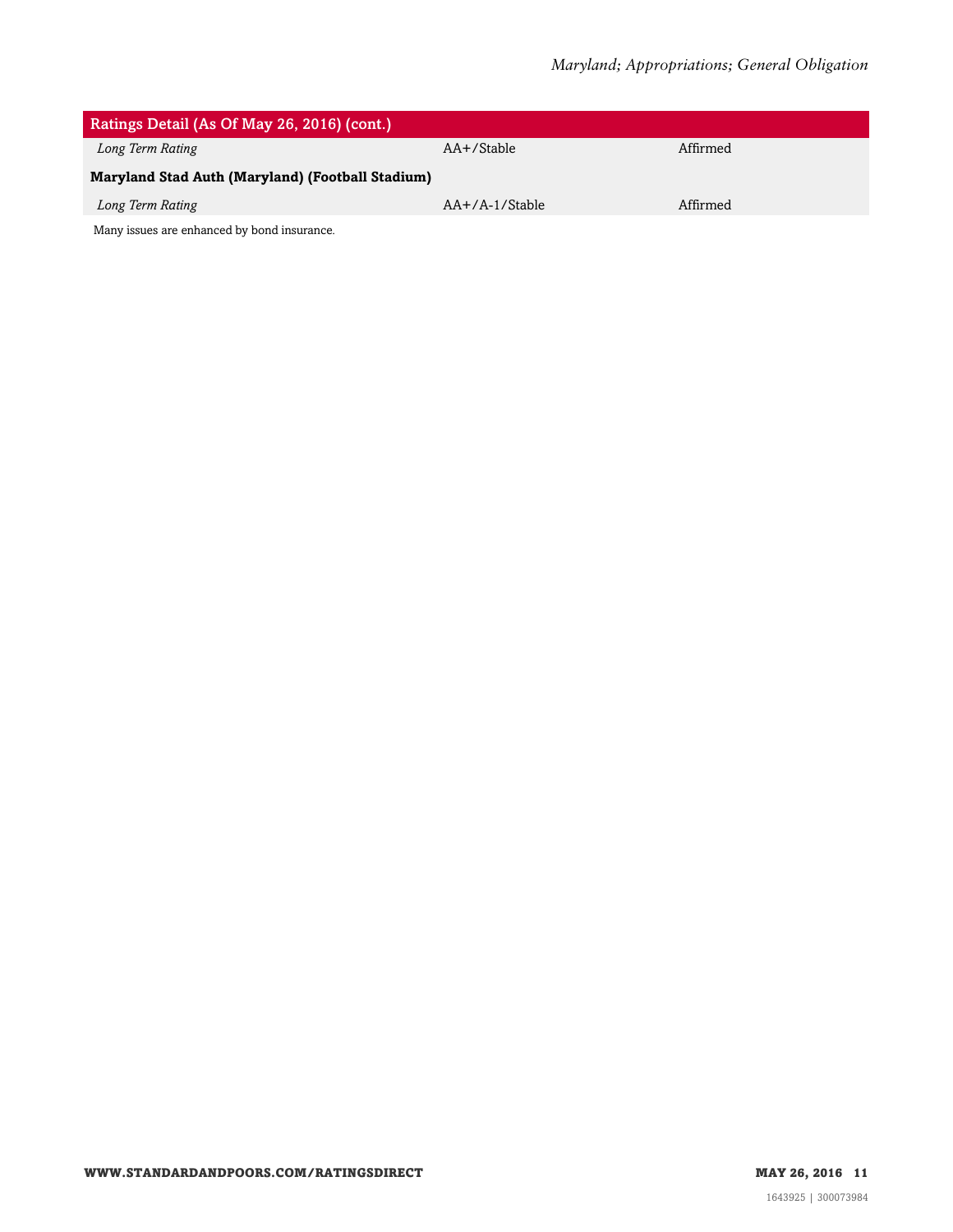| Ratings Detail (As Of May 26, 2016) (cont.) | | |
|---|---|---|
| *Long Term Rating* | AA+/Stable | Affirmed |
| **Maryland Stad Auth (Maryland) (Football Stadium)** | | |
| *Long Term Rating* | AA+/A-1/Stable | Affirmed |

Many issues are enhanced by bond insurance.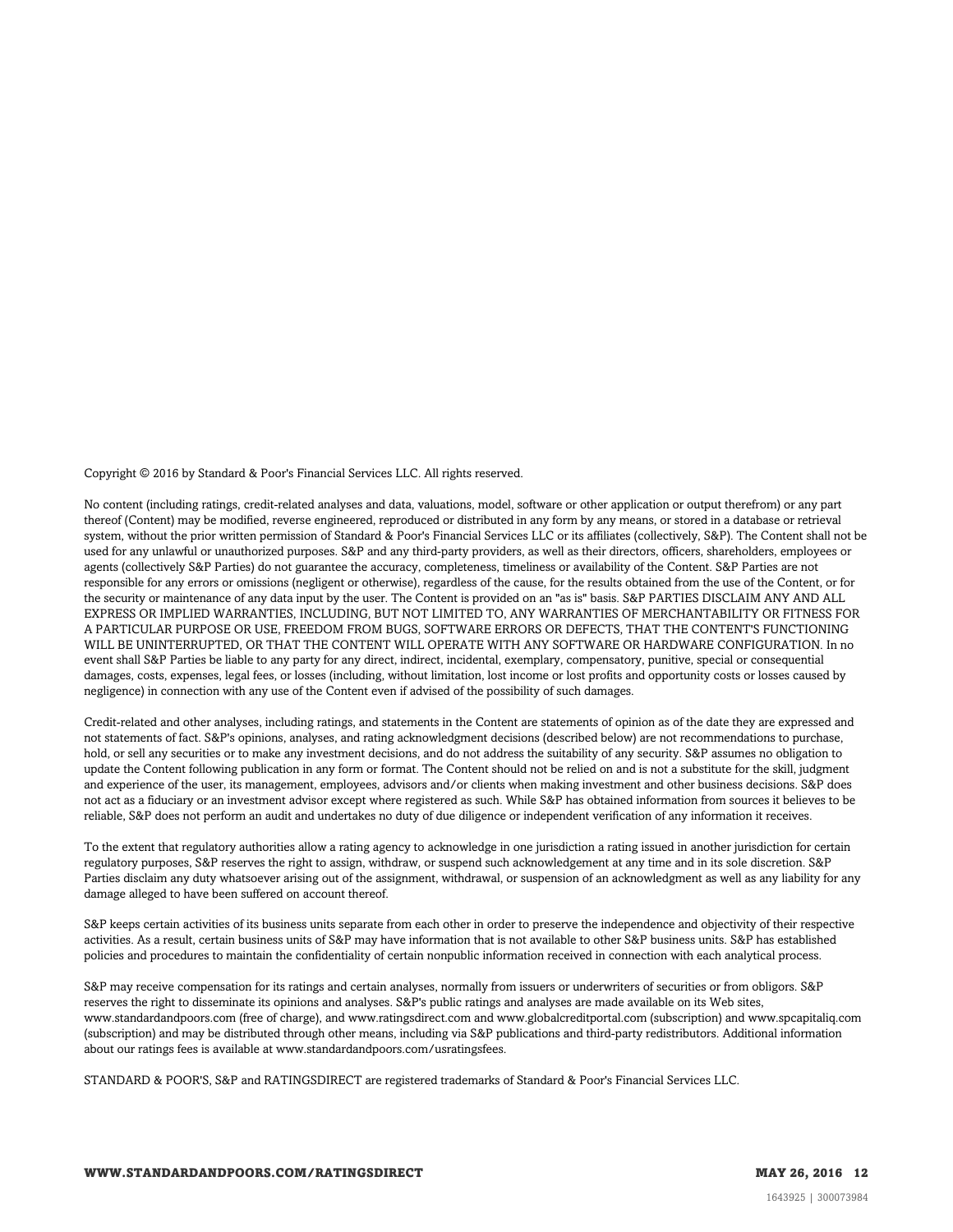Copyright © 2016 by Standard & Poor's Financial Services LLC. All rights reserved.

No content (including ratings, credit-related analyses and data, valuations, model, software or other application or output therefrom) or any part thereof (Content) may be modified, reverse engineered, reproduced or distributed in any form by any means, or stored in a database or retrieval system, without the prior written permission of Standard & Poor's Financial Services LLC or its affiliates (collectively, S&P). The Content shall not be used for any unlawful or unauthorized purposes. S&P and any third-party providers, as well as their directors, officers, shareholders, employees or agents (collectively S&P Parties) do not guarantee the accuracy, completeness, timeliness or availability of the Content. S&P Parties are not responsible for any errors or omissions (negligent or otherwise), regardless of the cause, for the results obtained from the use of the Content, or for the security or maintenance of any data input by the user. The Content is provided on an "as is" basis. S&P PARTIES DISCLAIM ANY AND ALL EXPRESS OR IMPLIED WARRANTIES, INCLUDING, BUT NOT LIMITED TO, ANY WARRANTIES OF MERCHANTABILITY OR FITNESS FOR A PARTICULAR PURPOSE OR USE, FREEDOM FROM BUGS, SOFTWARE ERRORS OR DEFECTS, THAT THE CONTENT'S FUNCTIONING WILL BE UNINTERRUPTED, OR THAT THE CONTENT WILL OPERATE WITH ANY SOFTWARE OR HARDWARE CONFIGURATION. In no event shall S&P Parties be liable to any party for any direct, indirect, incidental, exemplary, compensatory, punitive, special or consequential damages, costs, expenses, legal fees, or losses (including, without limitation, lost income or lost profits and opportunity costs or losses caused by negligence) in connection with any use of the Content even if advised of the possibility of such damages.

Credit-related and other analyses, including ratings, and statements in the Content are statements of opinion as of the date they are expressed and not statements of fact. S&P's opinions, analyses, and rating acknowledgment decisions (described below) are not recommendations to purchase, hold, or sell any securities or to make any investment decisions, and do not address the suitability of any security. S&P assumes no obligation to update the Content following publication in any form or format. The Content should not be relied on and is not a substitute for the skill, judgment and experience of the user, its management, employees, advisors and/or clients when making investment and other business decisions. S&P does not act as a fiduciary or an investment advisor except where registered as such. While S&P has obtained information from sources it believes to be reliable, S&P does not perform an audit and undertakes no duty of due diligence or independent verification of any information it receives.

To the extent that regulatory authorities allow a rating agency to acknowledge in one jurisdiction a rating issued in another jurisdiction for certain regulatory purposes, S&P reserves the right to assign, withdraw, or suspend such acknowledgement at any time and in its sole discretion. S&P Parties disclaim any duty whatsoever arising out of the assignment, withdrawal, or suspension of an acknowledgment as well as any liability for any damage alleged to have been suffered on account thereof.

S&P keeps certain activities of its business units separate from each other in order to preserve the independence and objectivity of their respective activities. As a result, certain business units of S&P may have information that is not available to other S&P business units. S&P has established policies and procedures to maintain the confidentiality of certain nonpublic information received in connection with each analytical process.

S&P may receive compensation for its ratings and certain analyses, normally from issuers or underwriters of securities or from obligors. S&P reserves the right to disseminate its opinions and analyses. S&P's public ratings and analyses are made available on its Web sites, www.standardandpoors.com (free of charge), and www.ratingsdirect.com and www.globalcreditportal.com (subscription) and www.spcapitaliq.com (subscription) and may be distributed through other means, including via S&P publications and third-party redistributors. Additional information about our ratings fees is available at www.standardandpoors.com/usratingsfees.

STANDARD & POOR'S, S&P and RATINGSDIRECT are registered trademarks of Standard & Poor's Financial Services LLC.